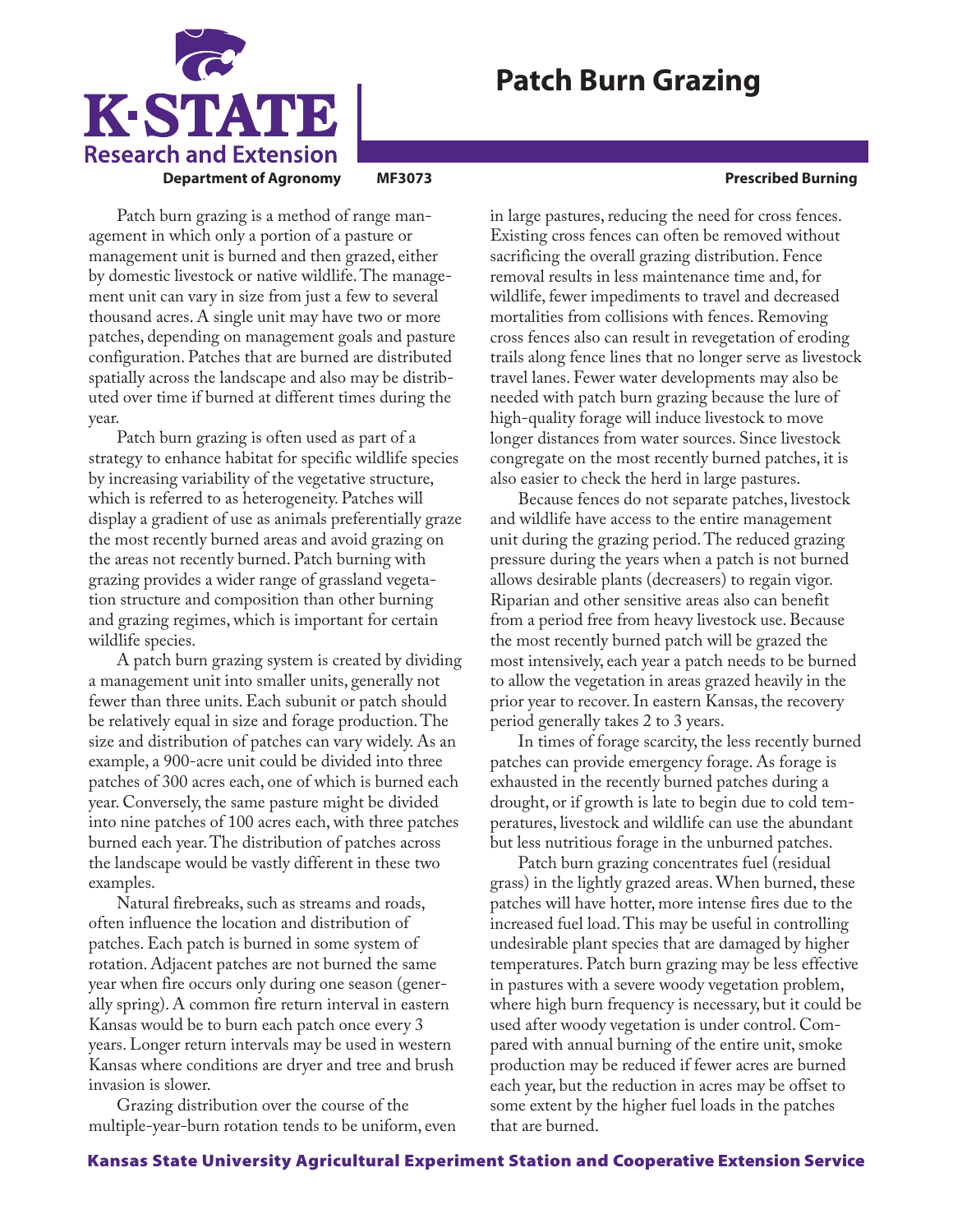# Patch Burn Grazing

**Department of Agronomy** **MF3073** **Prescribed Burning**

Patch burn grazing is a method of range management in which only a portion of a pasture or management unit is burned and then grazed, either by domestic livestock or native wildlife. The management unit can vary in size from just a few to several thousand acres. A single unit may have two or more patches, depending on management goals and pasture configuration. Patches that are burned are distributed spatially across the landscape and also may be distributed over time if burned at different times during the year.

Patch burn grazing is often used as part of a strategy to enhance habitat for specific wildlife species by increasing variability of the vegetative structure, which is referred to as heterogeneity. Patches will display a gradient of use as animals preferentially graze the most recently burned areas and avoid grazing on the areas not recently burned. Patch burning with grazing provides a wider range of grassland vegetation structure and composition than other burning and grazing regimes, which is important for certain wildlife species.

A patch burn grazing system is created by dividing a management unit into smaller units, generally not fewer than three units. Each subunit or patch should be relatively equal in size and forage production. The size and distribution of patches can vary widely. As an example, a 900-acre unit could be divided into three patches of 300 acres each, one of which is burned each year. Conversely, the same pasture might be divided into nine patches of 100 acres each, with three patches burned each year. The distribution of patches across the landscape would be vastly different in these two examples.

Natural firebreaks, such as streams and roads, often influence the location and distribution of patches. Each patch is burned in some system of rotation. Adjacent patches are not burned the same year when fire occurs only during one season (generally spring). A common fire return interval in eastern Kansas would be to burn each patch once every 3 years. Longer return intervals may be used in western Kansas where conditions are dryer and tree and brush invasion is slower.

Grazing distribution over the course of the multiple-year-burn rotation tends to be uniform, even in large pastures, reducing the need for cross fences. Existing cross fences can often be removed without sacrificing the overall grazing distribution. Fence removal results in less maintenance time and, for wildlife, fewer impediments to travel and decreased mortalities from collisions with fences. Removing cross fences also can result in revegetation of eroding trails along fence lines that no longer serve as livestock travel lanes. Fewer water developments may also be needed with patch burn grazing because the lure of high-quality forage will induce livestock to move longer distances from water sources. Since livestock congregate on the most recently burned patches, it is also easier to check the herd in large pastures.

Because fences do not separate patches, livestock and wildlife have access to the entire management unit during the grazing period. The reduced grazing pressure during the years when a patch is not burned allows desirable plants (decreasers) to regain vigor. Riparian and other sensitive areas also can benefit from a period free from heavy livestock use. Because the most recently burned patch will be grazed the most intensively, each year a patch needs to be burned to allow the vegetation in areas grazed heavily in the prior year to recover. In eastern Kansas, the recovery period generally takes 2 to 3 years.

In times of forage scarcity, the less recently burned patches can provide emergency forage. As forage is exhausted in the recently burned patches during a drought, or if growth is late to begin due to cold temperatures, livestock and wildlife can use the abundant but less nutritious forage in the unburned patches.

Patch burn grazing concentrates fuel (residual grass) in the lightly grazed areas. When burned, these patches will have hotter, more intense fires due to the increased fuel load. This may be useful in controlling undesirable plant species that are damaged by higher temperatures. Patch burn grazing may be less effective in pastures with a severe woody vegetation problem, where high burn frequency is necessary, but it could be used after woody vegetation is under control. Compared with annual burning of the entire unit, smoke production may be reduced if fewer acres are burned each year, but the reduction in acres may be offset to some extent by the higher fuel loads in the patches that are burned.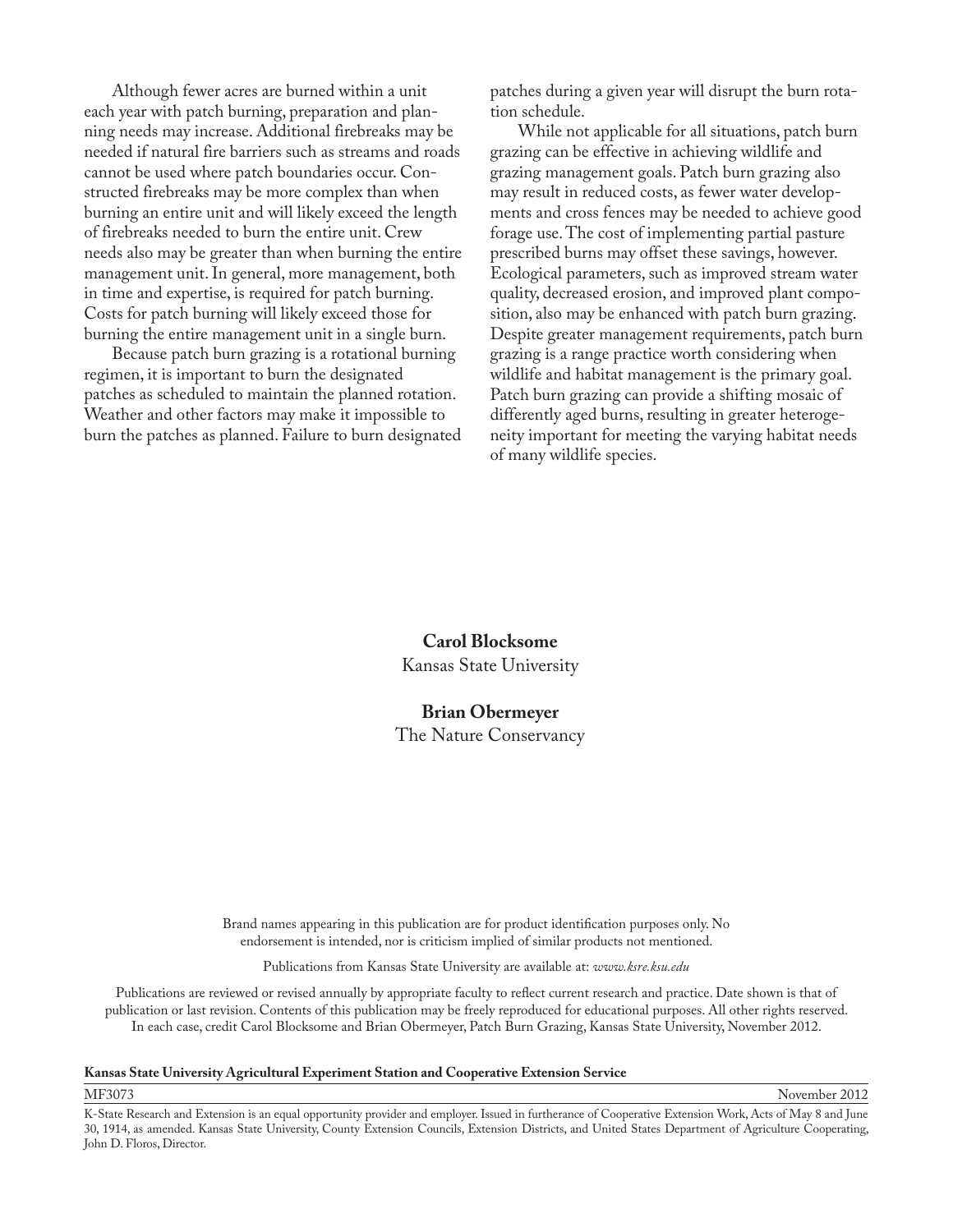Although fewer acres are burned within a unit each year with patch burning, preparation and planning needs may increase. Additional firebreaks may be needed if natural fire barriers such as streams and roads cannot be used where patch boundaries occur. Constructed firebreaks may be more complex than when burning an entire unit and will likely exceed the length of firebreaks needed to burn the entire unit. Crew needs also may be greater than when burning the entire management unit. In general, more management, both in time and expertise, is required for patch burning. Costs for patch burning will likely exceed those for burning the entire management unit in a single burn.

Because patch burn grazing is a rotational burning regimen, it is important to burn the designated patches as scheduled to maintain the planned rotation. Weather and other factors may make it impossible to burn the patches as planned. Failure to burn designated patches during a given year will disrupt the burn rotation schedule.

While not applicable for all situations, patch burn grazing can be effective in achieving wildlife and grazing management goals. Patch burn grazing also may result in reduced costs, as fewer water developments and cross fences may be needed to achieve good forage use. The cost of implementing partial pasture prescribed burns may offset these savings, however. Ecological parameters, such as improved stream water quality, decreased erosion, and improved plant composition, also may be enhanced with patch burn grazing. Despite greater management requirements, patch burn grazing is a range practice worth considering when wildlife and habitat management is the primary goal. Patch burn grazing can provide a shifting mosaic of differently aged burns, resulting in greater heterogeneity important for meeting the varying habitat needs of many wildlife species.

**Carol Blocksome**
Kansas State University

**Brian Obermeyer**
The Nature Conservancy

Brand names appearing in this publication are for product identification purposes only. No endorsement is intended, nor is criticism implied of similar products not mentioned.

Publications from Kansas State University are available at: *www.ksre.ksu.edu*

Publications are reviewed or revised annually by appropriate faculty to reflect current research and practice. Date shown is that of publication or last revision. Contents of this publication may be freely reproduced for educational purposes. All other rights reserved. In each case, credit Carol Blocksome and Brian Obermeyer, Patch Burn Grazing, Kansas State University, November 2012.

**Kansas State University Agricultural Experiment Station and Cooperative Extension Service**

MF3073 November 2012

K-State Research and Extension is an equal opportunity provider and employer. Issued in furtherance of Cooperative Extension Work, Acts of May 8 and June 30, 1914, as amended. Kansas State University, County Extension Councils, Extension Districts, and United States Department of Agriculture Cooperating, John D. Floros, Director.